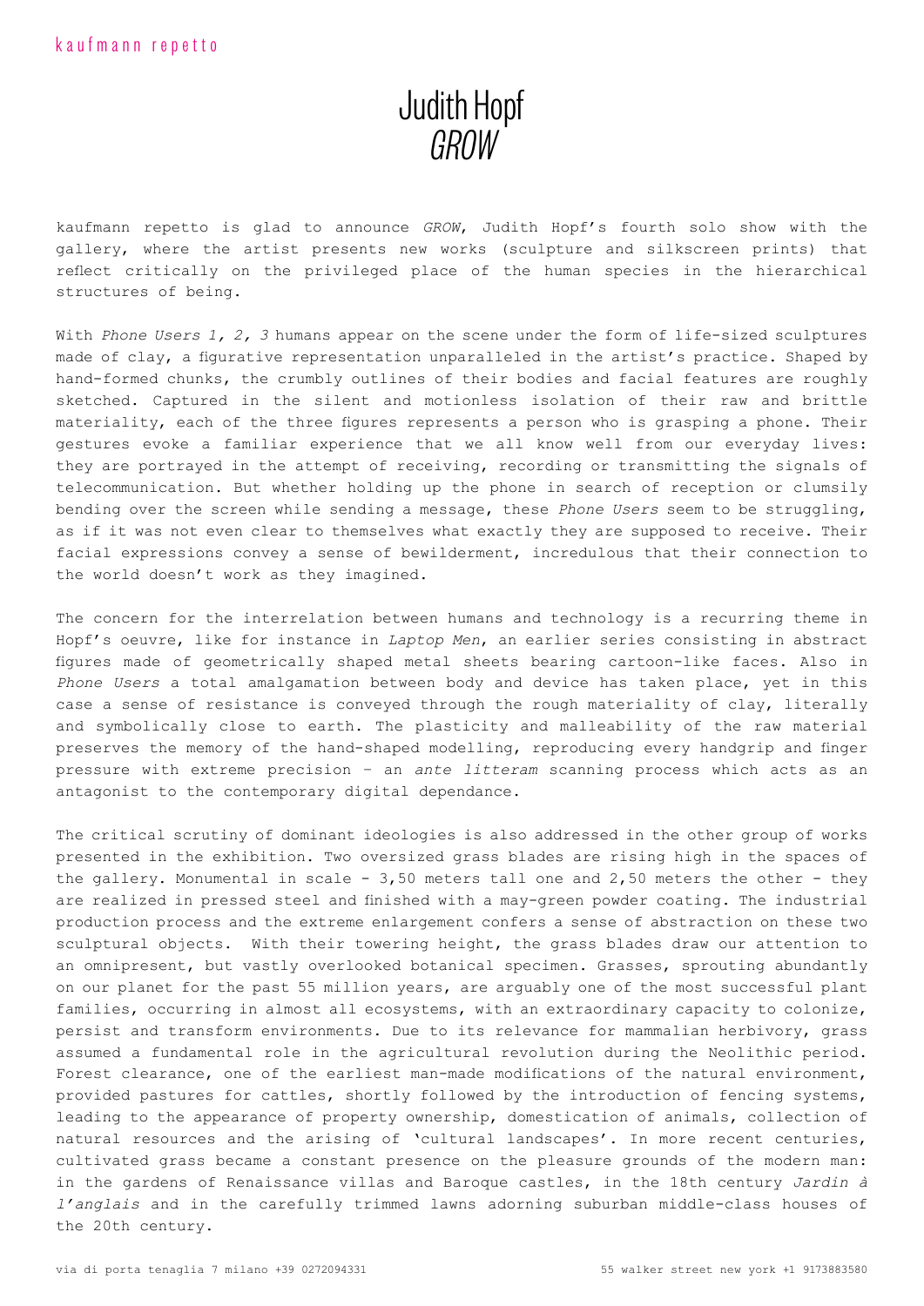kaufmann repetto

# Judith Hopf
## *GROW*

kaufmann repetto is glad to announce *GROW*, Judith Hopf's fourth solo show with the gallery, where the artist presents new works (sculpture and silkscreen prints) that reflect critically on the privileged place of the human species in the hierarchical structures of being.

With *Phone Users 1, 2, 3* humans appear on the scene under the form of life-sized sculptures made of clay, a figurative representation unparalleled in the artist's practice. Shaped by hand-formed chunks, the crumbly outlines of their bodies and facial features are roughly sketched. Captured in the silent and motionless isolation of their raw and brittle materiality, each of the three figures represents a person who is grasping a phone. Their gestures evoke a familiar experience that we all know well from our everyday lives: they are portrayed in the attempt of receiving, recording or transmitting the signals of telecommunication. But whether holding up the phone in search of reception or clumsily bending over the screen while sending a message, these *Phone Users* seem to be struggling, as if it was not even clear to themselves what exactly they are supposed to receive. Their facial expressions convey a sense of bewilderment, incredulous that their connection to the world doesn't work as they imagined.

The concern for the interrelation between humans and technology is a recurring theme in Hopf's oeuvre, like for instance in *Laptop Men*, an earlier series consisting in abstract figures made of geometrically shaped metal sheets bearing cartoon-like faces. Also in *Phone Users* a total amalgamation between body and device has taken place, yet in this case a sense of resistance is conveyed through the rough materiality of clay, literally and symbolically close to earth. The plasticity and malleability of the raw material preserves the memory of the hand-shaped modelling, reproducing every handgrip and finger pressure with extreme precision – an *ante litteram* scanning process which acts as an antagonist to the contemporary digital dependance.

The critical scrutiny of dominant ideologies is also addressed in the other group of works presented in the exhibition. Two oversized grass blades are rising high in the spaces of the gallery. Monumental in scale - 3,50 meters tall one and 2,50 meters the other - they are realized in pressed steel and finished with a may-green powder coating. The industrial production process and the extreme enlargement confers a sense of abstraction on these two sculptural objects. With their towering height, the grass blades draw our attention to an omnipresent, but vastly overlooked botanical specimen. Grasses, sprouting abundantly on our planet for the past 55 million years, are arguably one of the most successful plant families, occurring in almost all ecosystems, with an extraordinary capacity to colonize, persist and transform environments. Due to its relevance for mammalian herbivory, grass assumed a fundamental role in the agricultural revolution during the Neolithic period. Forest clearance, one of the earliest man-made modifications of the natural environment, provided pastures for cattles, shortly followed by the introduction of fencing systems, leading to the appearance of property ownership, domestication of animals, collection of natural resources and the arising of 'cultural landscapes'. In more recent centuries, cultivated grass became a constant presence on the pleasure grounds of the modern man: in the gardens of Renaissance villas and Baroque castles, in the 18th century *Jardin à l'anglais* and in the carefully trimmed lawns adorning suburban middle-class houses of the 20th century.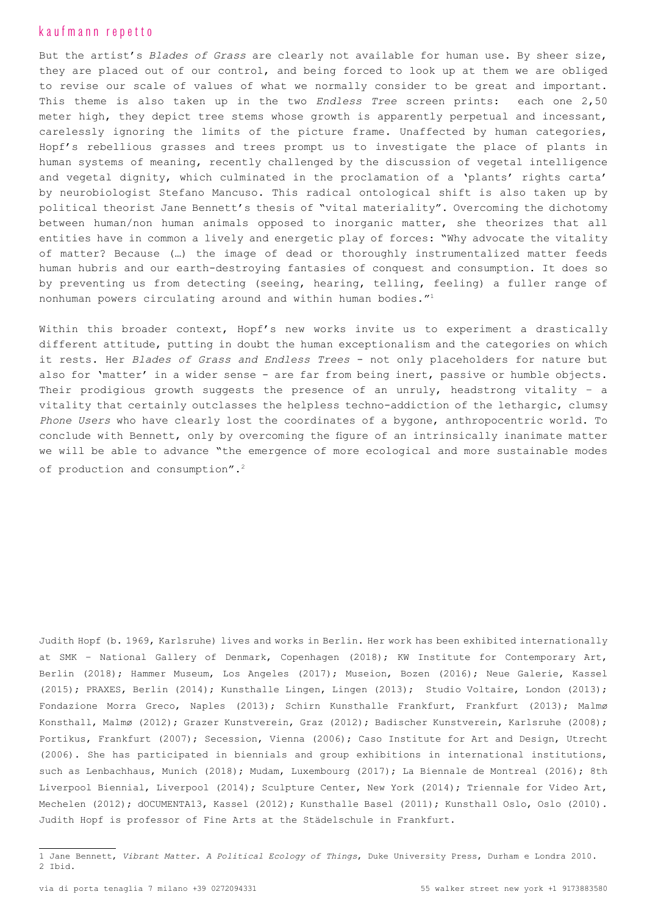But the artist's *Blades of Grass* are clearly not available for human use. By sheer size, they are placed out of our control, and being forced to look up at them we are obliged to revise our scale of values of what we normally consider to be great and important. This theme is also taken up in the two *Endless Tree* screen prints: each one 2,50 meter high, they depict tree stems whose growth is apparently perpetual and incessant, carelessly ignoring the limits of the picture frame. Unaffected by human categories, Hopf's rebellious grasses and trees prompt us to investigate the place of plants in human systems of meaning, recently challenged by the discussion of vegetal intelligence and vegetal dignity, which culminated in the proclamation of a 'plants' rights carta' by neurobiologist Stefano Mancuso. This radical ontological shift is also taken up by political theorist Jane Bennett's thesis of "vital materiality". Overcoming the dichotomy between human/non human animals opposed to inorganic matter, she theorizes that all entities have in common a lively and energetic play of forces: "Why advocate the vitality of matter? Because (…) the image of dead or thoroughly instrumentalized matter feeds human hubris and our earth-destroying fantasies of conquest and consumption. It does so by preventing us from detecting (seeing, hearing, telling, feeling) a fuller range of nonhuman powers circulating around and within human bodies."[1]

Within this broader context, Hopf's new works invite us to experiment a drastically different attitude, putting in doubt the human exceptionalism and the categories on which it rests. Her *Blades of Grass and Endless Trees* - not only placeholders for nature but also for 'matter' in a wider sense - are far from being inert, passive or humble objects. Their prodigious growth suggests the presence of an unruly, headstrong vitality – a vitality that certainly outclasses the helpless techno-addiction of the lethargic, clumsy *Phone Users* who have clearly lost the coordinates of a bygone, anthropocentric world. To conclude with Bennett, only by overcoming the figure of an intrinsically inanimate matter we will be able to advance "the emergence of more ecological and more sustainable modes of production and consumption".[2]

Judith Hopf (b. 1969, Karlsruhe) lives and works in Berlin. Her work has been exhibited internationally at SMK – National Gallery of Denmark, Copenhagen (2018); KW Institute for Contemporary Art, Berlin (2018); Hammer Museum, Los Angeles (2017); Museion, Bozen (2016); Neue Galerie, Kassel (2015); PRAXES, Berlin (2014); Kunsthalle Lingen, Lingen (2013); Studio Voltaire, London (2013); Fondazione Morra Greco, Naples (2013); Schirn Kunsthalle Frankfurt, Frankfurt (2013); Malmø Konsthall, Malmø (2012); Grazer Kunstverein, Graz (2012); Badischer Kunstverein, Karlsruhe (2008); Portikus, Frankfurt (2007); Secession, Vienna (2006); Caso Institute for Art and Design, Utrecht (2006). She has participated in biennials and group exhibitions in international institutions, such as Lenbachhaus, Munich (2018); Mudam, Luxembourg (2017); La Biennale de Montreal (2016); 8th Liverpool Biennial, Liverpool (2014); Sculpture Center, New York (2014); Triennale for Video Art, Mechelen (2012); dOCUMENTA13, Kassel (2012); Kunsthalle Basel (2011); Kunsthall Oslo, Oslo (2010). Judith Hopf is professor of Fine Arts at the Städelschule in Frankfurt.

---

1 Jane Bennett, *Vibrant Matter. A Political Ecology of Things*, Duke University Press, Durham e Londra 2010.
2 Ibid.